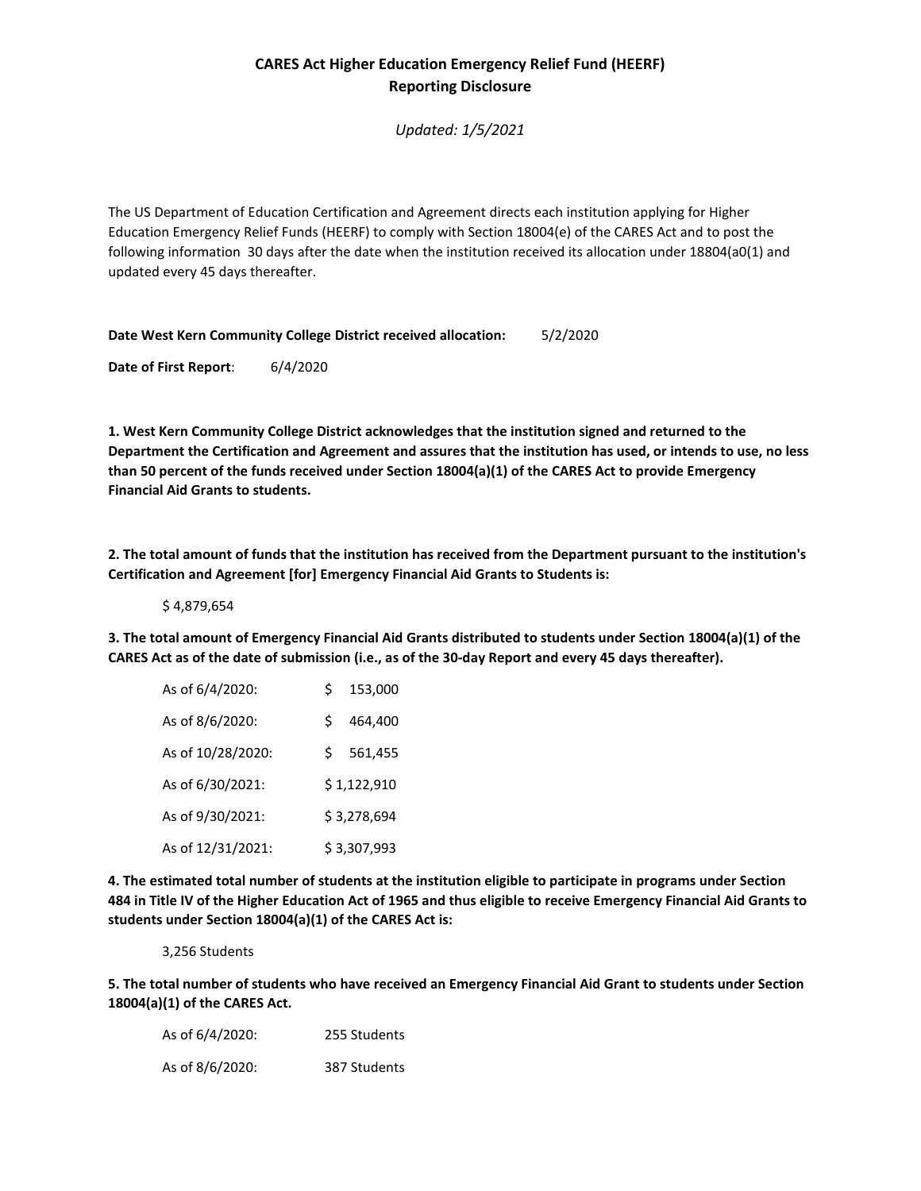# CARES Act Higher Education Emergency Relief Fund (HEERF)
## Reporting Disclosure

*Updated: 1/5/2021*

The US Department of Education Certification and Agreement directs each institution applying for Higher Education Emergency Relief Funds (HEERF) to comply with Section 18004(e) of the CARES Act and to post the following information 30 days after the date when the institution received its allocation under 18804(a0(1) and updated every 45 days thereafter.

**Date West Kern Community College District received allocation:** 5/2/2020

**Date of First Report**: 6/4/2020

**1. West Kern Community College District acknowledges that the institution signed and returned to the Department the Certification and Agreement and assures that the institution has used, or intends to use, no less than 50 percent of the funds received under Section 18004(a)(1) of the CARES Act to provide Emergency Financial Aid Grants to students.**

**2. The total amount of funds that the institution has received from the Department pursuant to the institution's Certification and Agreement [for] Emergency Financial Aid Grants to Students is:**

$ 4,879,654

**3. The total amount of Emergency Financial Aid Grants distributed to students under Section 18004(a)(1) of the CARES Act as of the date of submission (i.e., as of the 30-day Report and every 45 days thereafter).**

| | |
|---|---|
| As of 6/4/2020: | $ 153,000 |
| As of 8/6/2020: | $ 464,400 |
| As of 10/28/2020: | $ 561,455 |
| As of 6/30/2021: | $ 1,122,910 |
| As of 9/30/2021: | $ 3,278,694 |
| As of 12/31/2021: | $ 3,307,993 |

**4. The estimated total number of students at the institution eligible to participate in programs under Section 484 in Title IV of the Higher Education Act of 1965 and thus eligible to receive Emergency Financial Aid Grants to students under Section 18004(a)(1) of the CARES Act is:**

3,256 Students

**5. The total number of students who have received an Emergency Financial Aid Grant to students under Section 18004(a)(1) of the CARES Act.**

| | |
|---|---|
| As of 6/4/2020: | 255 Students |
| As of 8/6/2020: | 387 Students |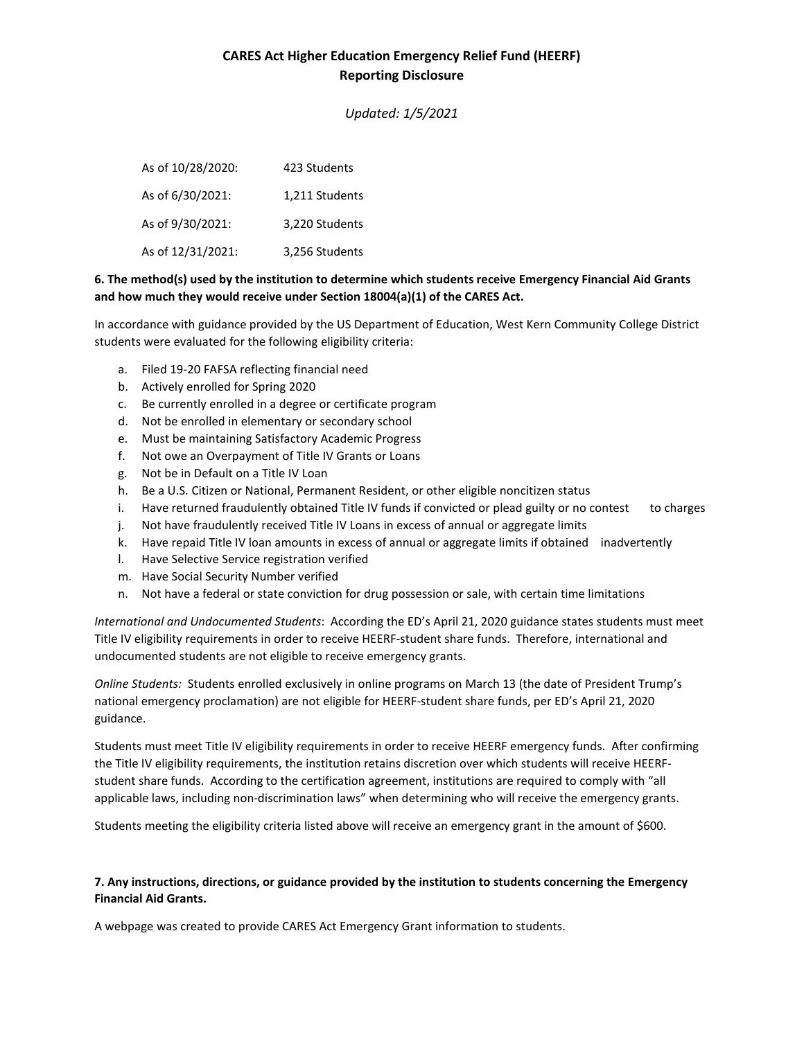# CARES Act Higher Education Emergency Relief Fund (HEERF) Reporting Disclosure

*Updated: 1/5/2021*

| | |
|---|---|
| As of 10/28/2020: | 423 Students |
| As of 6/30/2021: | 1,211 Students |
| As of 9/30/2021: | 3,220 Students |
| As of 12/31/2021: | 3,256 Students |

**6. The method(s) used by the institution to determine which students receive Emergency Financial Aid Grants and how much they would receive under Section 18004(a)(1) of the CARES Act.**

In accordance with guidance provided by the US Department of Education, West Kern Community College District students were evaluated for the following eligibility criteria:

a. Filed 19-20 FAFSA reflecting financial need
b. Actively enrolled for Spring 2020
c. Be currently enrolled in a degree or certificate program
d. Not be enrolled in elementary or secondary school
e. Must be maintaining Satisfactory Academic Progress
f. Not owe an Overpayment of Title IV Grants or Loans
g. Not be in Default on a Title IV Loan
h. Be a U.S. Citizen or National, Permanent Resident, or other eligible noncitizen status
i. Have returned fraudulently obtained Title IV funds if convicted or plead guilty or no contest to charges
j. Not have fraudulently received Title IV Loans in excess of annual or aggregate limits
k. Have repaid Title IV loan amounts in excess of annual or aggregate limits if obtained inadvertently
l. Have Selective Service registration verified
m. Have Social Security Number verified
n. Not have a federal or state conviction for drug possession or sale, with certain time limitations

*International and Undocumented Students*: According the ED's April 21, 2020 guidance states students must meet Title IV eligibility requirements in order to receive HEERF-student share funds. Therefore, international and undocumented students are not eligible to receive emergency grants.

*Online Students:* Students enrolled exclusively in online programs on March 13 (the date of President Trump's national emergency proclamation) are not eligible for HEERF-student share funds, per ED's April 21, 2020 guidance.

Students must meet Title IV eligibility requirements in order to receive HEERF emergency funds. After confirming the Title IV eligibility requirements, the institution retains discretion over which students will receive HEERF-student share funds. According to the certification agreement, institutions are required to comply with "all applicable laws, including non-discrimination laws" when determining who will receive the emergency grants.

Students meeting the eligibility criteria listed above will receive an emergency grant in the amount of $600.

**7. Any instructions, directions, or guidance provided by the institution to students concerning the Emergency Financial Aid Grants.**

A webpage was created to provide CARES Act Emergency Grant information to students.